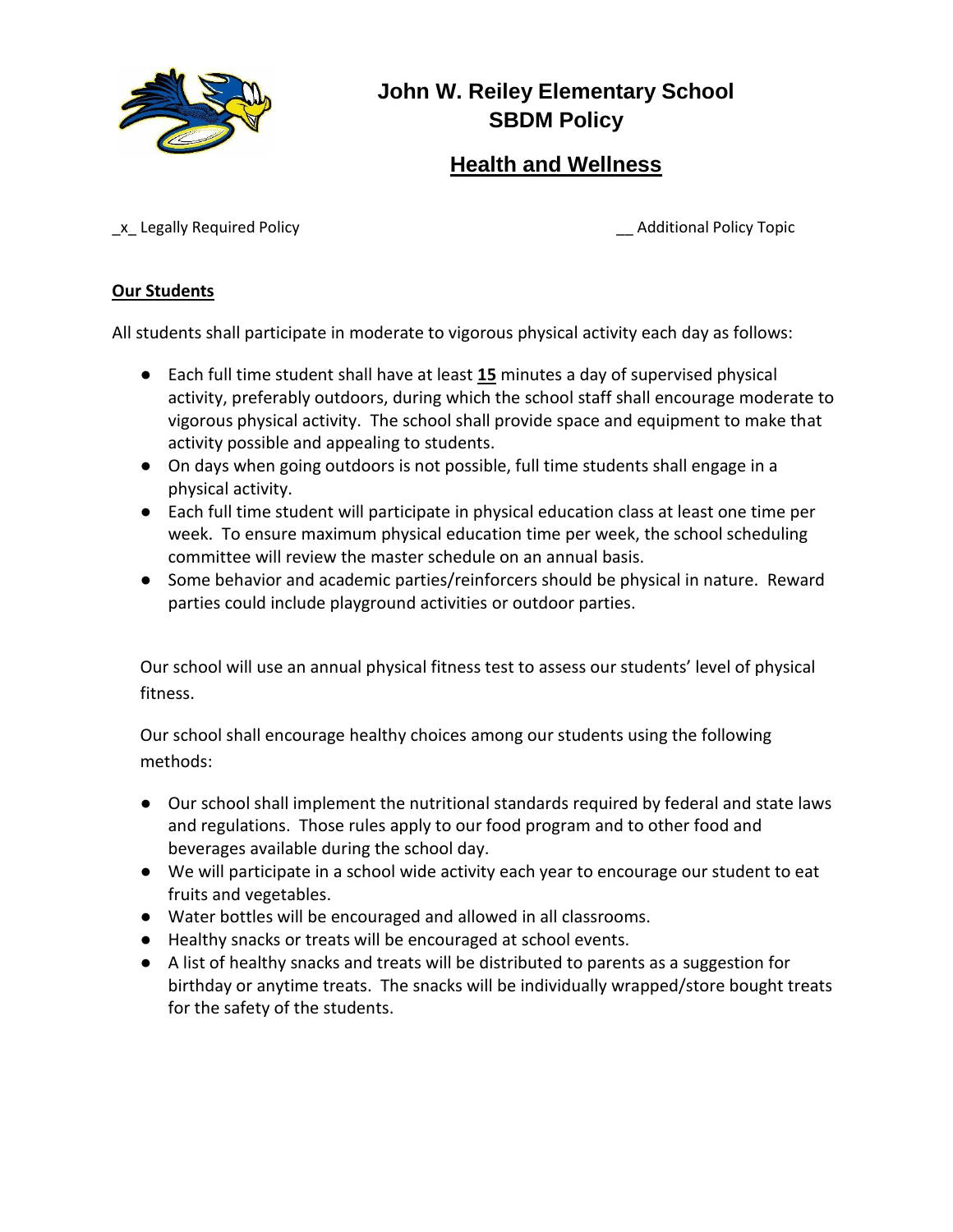# John W. Reiley Elementary School
# SBDM Policy

## Health and Wellness

_x_ Legally Required Policy __ Additional Policy Topic

**Our Students**

All students shall participate in moderate to vigorous physical activity each day as follows:

- Each full time student shall have at least **15** minutes a day of supervised physical activity, preferably outdoors, during which the school staff shall encourage moderate to vigorous physical activity. The school shall provide space and equipment to make that activity possible and appealing to students.
- On days when going outdoors is not possible, full time students shall engage in a physical activity.
- Each full time student will participate in physical education class at least one time per week. To ensure maximum physical education time per week, the school scheduling committee will review the master schedule on an annual basis.
- Some behavior and academic parties/reinforcers should be physical in nature. Reward parties could include playground activities or outdoor parties.

Our school will use an annual physical fitness test to assess our students' level of physical fitness.

Our school shall encourage healthy choices among our students using the following methods:

- Our school shall implement the nutritional standards required by federal and state laws and regulations. Those rules apply to our food program and to other food and beverages available during the school day.
- We will participate in a school wide activity each year to encourage our student to eat fruits and vegetables.
- Water bottles will be encouraged and allowed in all classrooms.
- Healthy snacks or treats will be encouraged at school events.
- A list of healthy snacks and treats will be distributed to parents as a suggestion for birthday or anytime treats. The snacks will be individually wrapped/store bought treats for the safety of the students.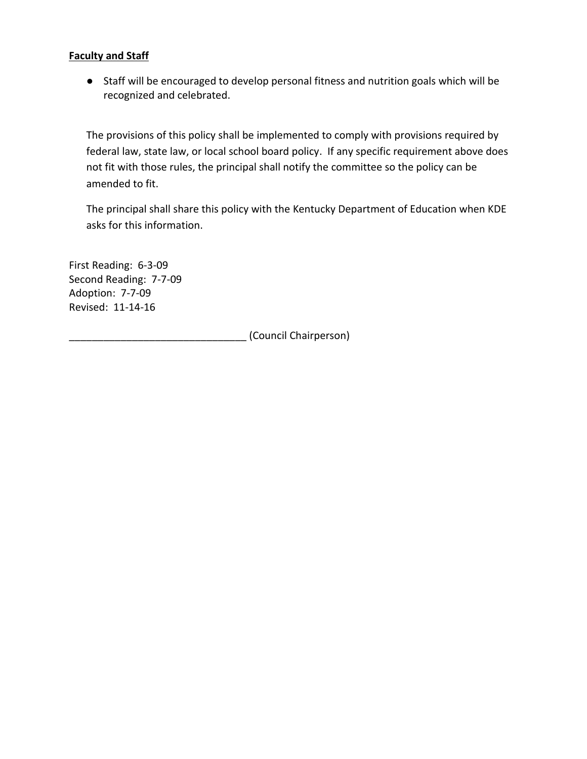**Fajsonlty and Staff**

- Staff will be encouraged to develop personal fitness and nutrition goals which will be recognized and celebrated.

The provisions of this policy shall be implemented to comply with provisions required by federal law, state law, or local school board policy. If any specific requirement above does not fit with those rules, the principal shall notify the committee so the policy can be amended to fit.

The principal shall share this policy with the Kentucky Department of Education when KDE asks for this information.

First Reading: 6-3-09
Second Reading: 7-7-09
Adoption: 7-7-09
Revised: 11-14-16

_______________________________ (Council Chairperson)

**Faculty and Staff**

- Staff will be encouraged to develop personal fitness and nutrition goals which will be recognized and celebrated.

The provisions of this policy shall be implemented to comply with provisions required by federal law, state law, or local school board policy. If any specific requirement above does not fit with those rules, the principal shall notify the committee so the policy can be amended to fit.

The principal shall share this policy with the Kentucky Department of Education when KDE asks for this information.

First Reading: 6-3-09
Second Reading: 7-7-09
Adoption: 7-7-09
Revised: 11-14-16

_______________________________ (Council Chairperson)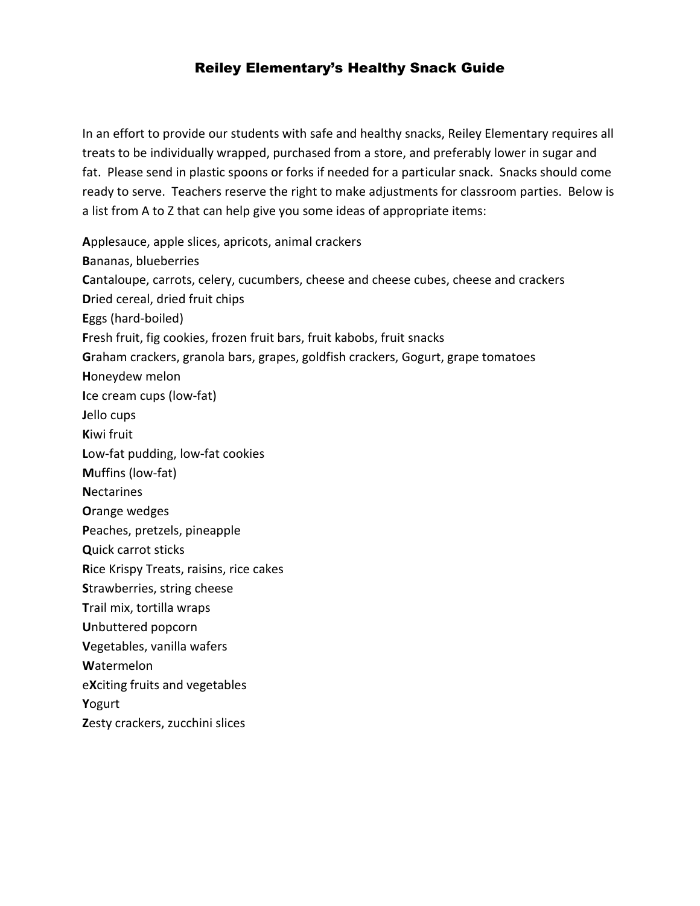# Reiley Elementary's Healthy Snack Guide

In an effort to provide our students with safe and healthy snacks, Reiley Elementary requires all treats to be individually wrapped, purchased from a store, and preferably lower in sugar and fat. Please send in plastic spoons or forks if needed for a particular snack. Snacks should come ready to serve. Teachers reserve the right to make adjustments for classroom parties. Below is a list from A to Z that can help give you some ideas of appropriate items:

**A**pplesauce, apple slices, apricots, animal crackers  
**B**ananas, blueberries  
**C**antaloupe, carrots, celery, cucumbers, cheese and cheese cubes, cheese and crackers  
**D**ried cereal, dried fruit chips  
**E**ggs (hard-boiled)  
**F**resh fruit, fig cookies, frozen fruit bars, fruit kabobs, fruit snacks  
**G**raham crackers, granola bars, grapes, goldfish crackers, Gogurt, grape tomatoes  
**H**oneydew melon  
**I**ce cream cups (low-fat)  
**J**ello cups  
**K**iwi fruit  
**L**ow-fat pudding, low-fat cookies  
**M**uffins (low-fat)  
**N**ectarines  
**O**range wedges  
**P**eaches, pretzels, pineapple  
**Q**uick carrot sticks  
**R**ice Krispy Treats, raisins, rice cakes  
**S**trawberries, string cheese  
**T**rail mix, tortilla wraps  
**U**nbuttered popcorn  
**V**egetables, vanilla wafers  
**W**atermelon  
e**X**citing fruits and vegetables  
**Y**ogurt  
**Z**esty crackers, zucchini slices